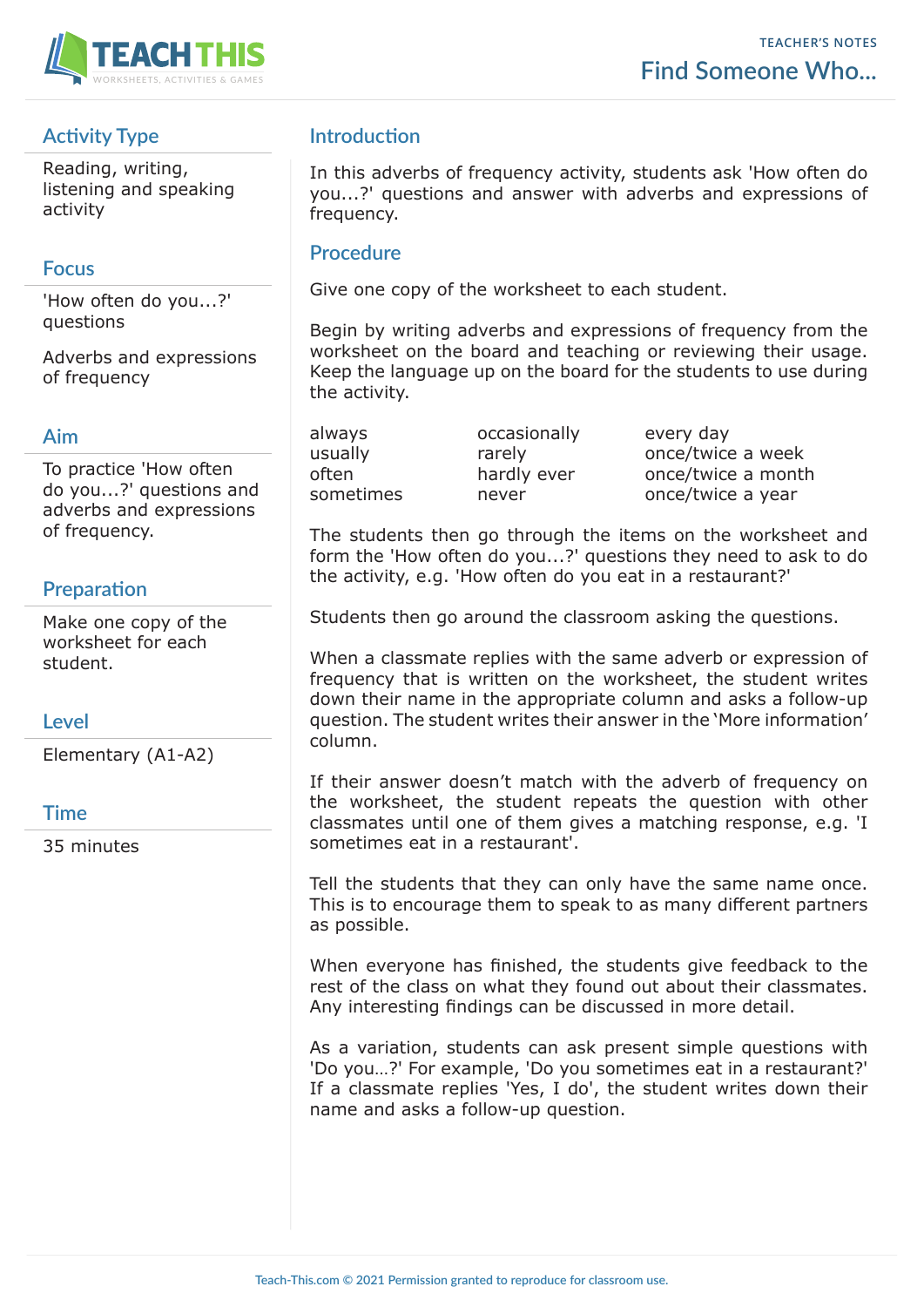TEACHER'S NOTES

# Find Someone Who...

## Activity Type

Reading, writing, listening and speaking activity

## Focus

'How often do you...?' questions

Adverbs and expressions of frequency

## Aim

To practice 'How often do you...?' questions and adverbs and expressions of frequency.

## Preparation

Make one copy of the worksheet for each student.

## Level

Elementary (A1-A2)

## Time

35 minutes

## Introduction

In this adverbs of frequency activity, students ask 'How often do you...?' questions and answer with adverbs and expressions of frequency.

## Procedure

Give one copy of the worksheet to each student.

Begin by writing adverbs and expressions of frequency from the worksheet on the board and teaching or reviewing their usage. Keep the language up on the board for the students to use during the activity.

| | | |
|---|---|---|
| always | occasionally | every day |
| usually | rarely | once/twice a week |
| often | hardly ever | once/twice a month |
| sometimes | never | once/twice a year |

The students then go through the items on the worksheet and form the 'How often do you...?' questions they need to ask to do the activity, e.g. 'How often do you eat in a restaurant?'

Students then go around the classroom asking the questions.

When a classmate replies with the same adverb or expression of frequency that is written on the worksheet, the student writes down their name in the appropriate column and asks a follow-up question. The student writes their answer in the 'More information' column.

If their answer doesn't match with the adverb of frequency on the worksheet, the student repeats the question with other classmates until one of them gives a matching response, e.g. 'I sometimes eat in a restaurant'.

Tell the students that they can only have the same name once. This is to encourage them to speak to as many different partners as possible.

When everyone has finished, the students give feedback to the rest of the class on what they found out about their classmates. Any interesting findings can be discussed in more detail.

As a variation, students can ask present simple questions with 'Do you...?' For example, 'Do you sometimes eat in a restaurant?' If a classmate replies 'Yes, I do', the student writes down their name and asks a follow-up question.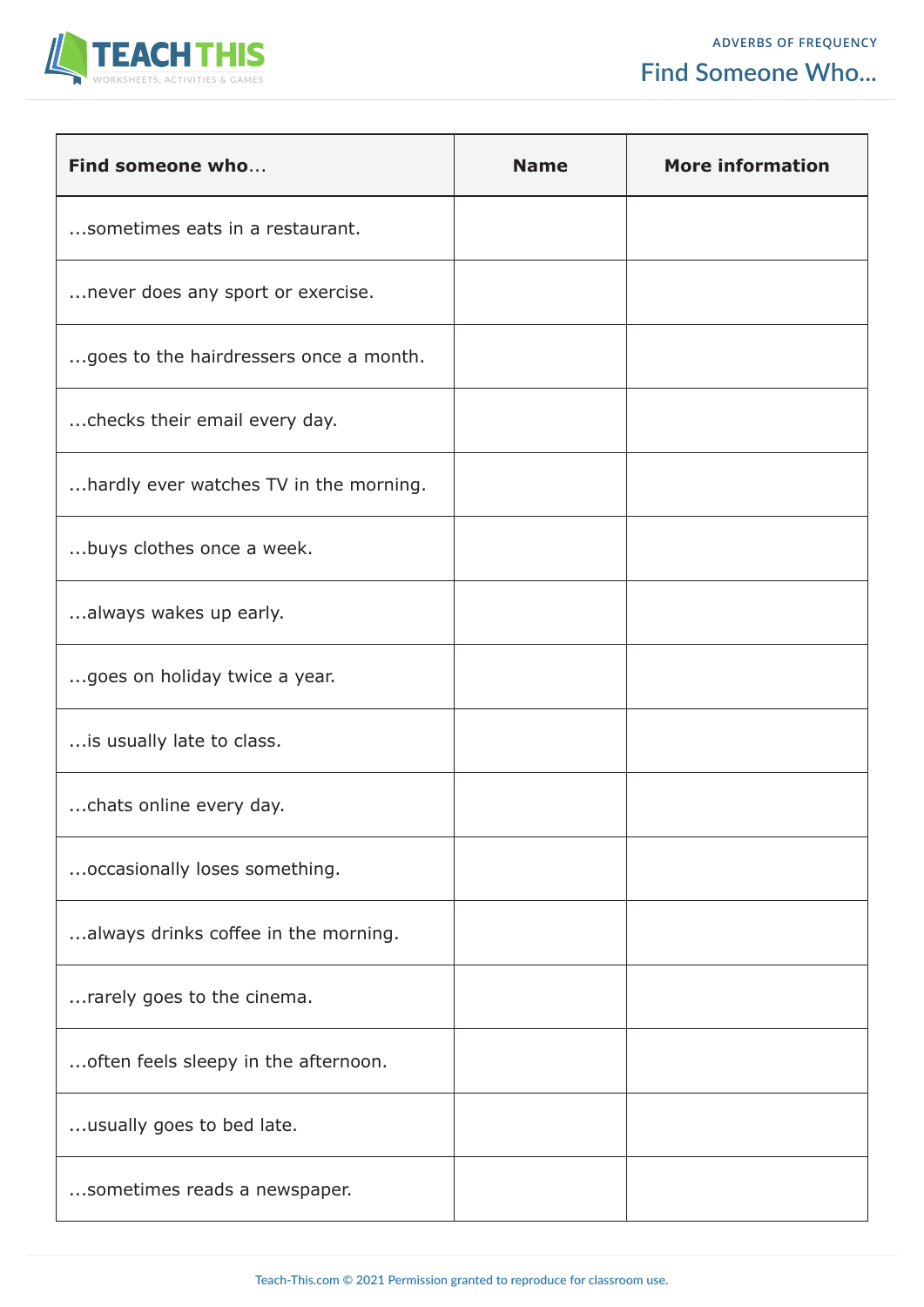ADVERBS OF FREQUENCY

# Find Someone Who...

| Find someone who... | Name | More information |
| --- | --- | --- |
| ...sometimes eats in a restaurant. | | |
| ...never does any sport or exercise. | | |
| ...goes to the hairdressers once a month. | | |
| ...checks their email every day. | | |
| ...hardly ever watches TV in the morning. | | |
| ...buys clothes once a week. | | |
| ...always wakes up early. | | |
| ...goes on holiday twice a year. | | |
| ...is usually late to class. | | |
| ...chats online every day. | | |
| ...occasionally loses something. | | |
| ...always drinks coffee in the morning. | | |
| ...rarely goes to the cinema. | | |
| ...often feels sleepy in the afternoon. | | |
| ...usually goes to bed late. | | |
| ...sometimes reads a newspaper. | | |